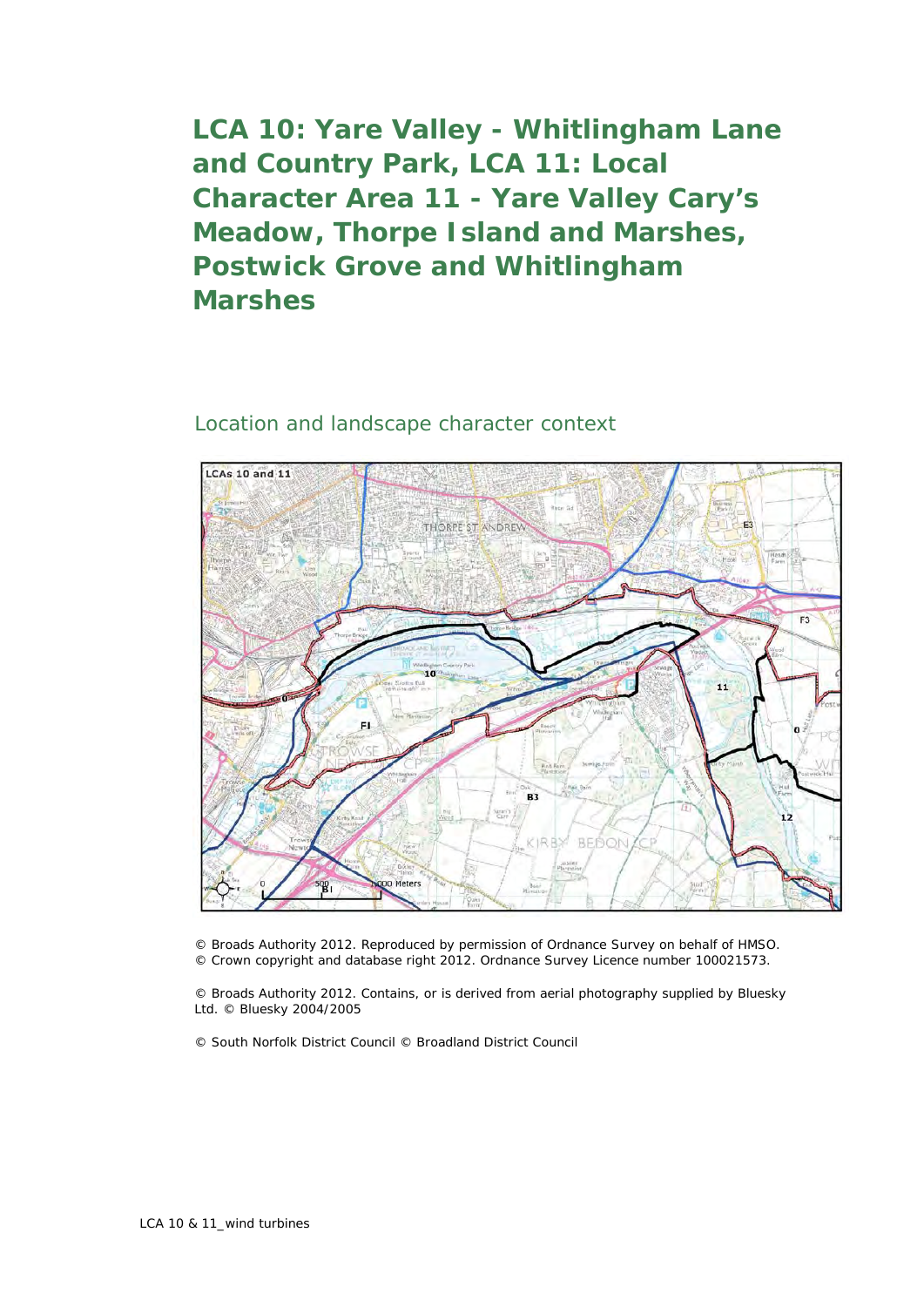# LCA 10: Yare Valley - Whitlingham Lane and Country Park, LCA 11: Local Character Area 11 - Yare Valley Cary's Meadow, Thorpe Island and Marshes, Postwick Grove and Whitlingham Marshes

## Location and landscape character context

© Broads Authority 2012. Reproduced by permission of Ordnance Survey on behalf of HMSO. © Crown copyright and database right 2012. Ordnance Survey Licence number 100021573.

© Broads Authority 2012. Contains, or is derived from aerial photography supplied by Bluesky Ltd. © Bluesky 2004/2005

© South Norfolk District Council © Broadland District Council

LCA 10 & 11_wind turbines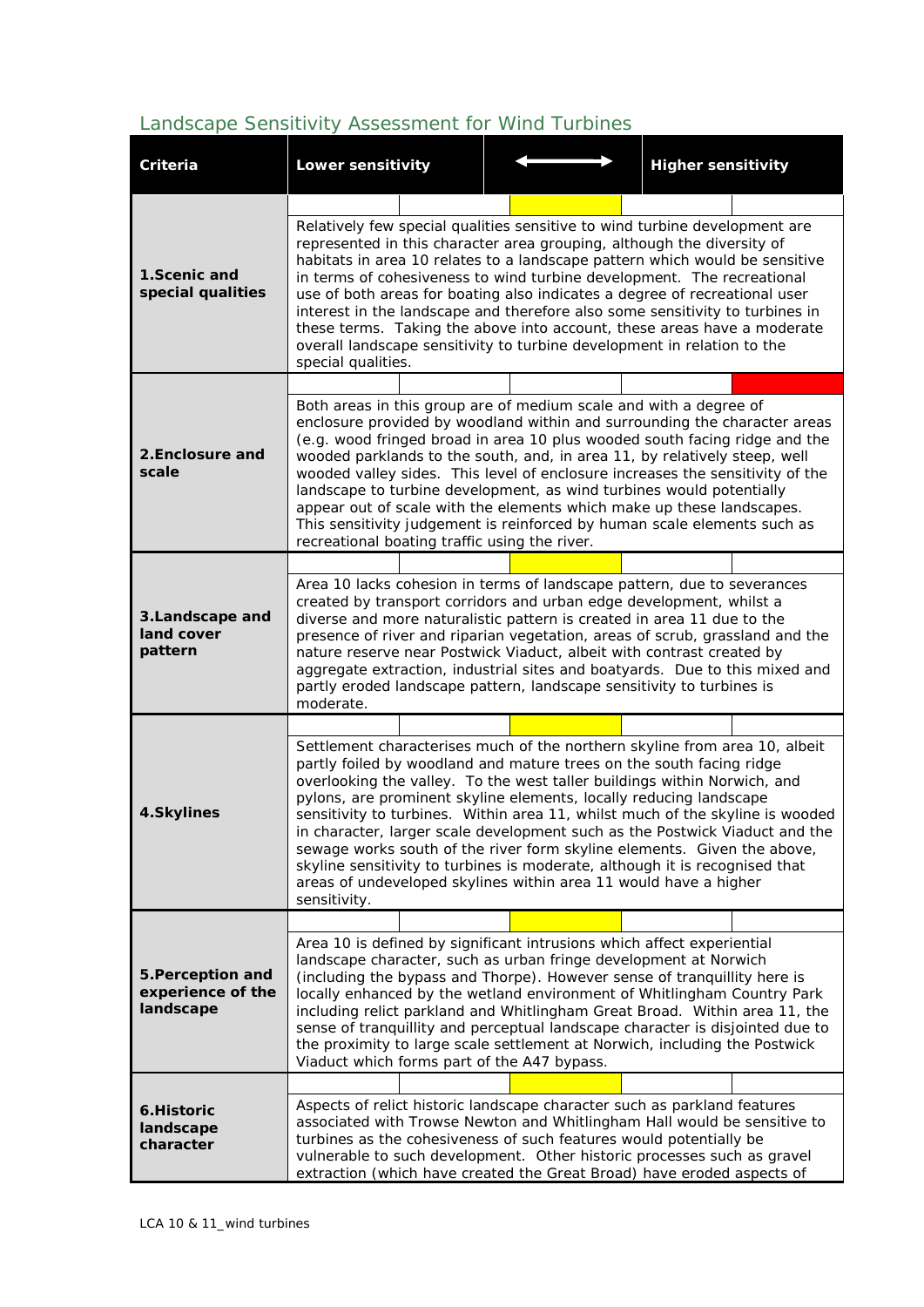## Landscape Sensitivity Assessment for Wind Turbines

| Criteria | Lower sensitivity ⟷ Higher sensitivity |
|---|---|
| **1.Scenic and special qualities** | Relatively few special qualities sensitive to wind turbine development are represented in this character area grouping, although the diversity of habitats in area 10 relates to a landscape pattern which would be sensitive in terms of cohesiveness to wind turbine development. The recreational use of both areas for boating also indicates a degree of recreational user interest in the landscape and therefore also some sensitivity to turbines in these terms. Taking the above into account, these areas have a moderate overall landscape sensitivity to turbine development in relation to the special qualities. |
| **2.Enclosure and scale** | Both areas in this group are of medium scale and with a degree of enclosure provided by woodland within and surrounding the character areas (e.g. wood fringed broad in area 10 plus wooded south facing ridge and the wooded parklands to the south, and, in area 11, by relatively steep, well wooded valley sides. This level of enclosure increases the sensitivity of the landscape to turbine development, as wind turbines would potentially appear out of scale with the elements which make up these landscapes. This sensitivity judgement is reinforced by human scale elements such as recreational boating traffic using the river. |
| **3.Landscape and land cover pattern** | Area 10 lacks cohesion in terms of landscape pattern, due to severances created by transport corridors and urban edge development, whilst a diverse and more naturalistic pattern is created in area 11 due to the presence of river and riparian vegetation, areas of scrub, grassland and the nature reserve near Postwick Viaduct, albeit with contrast created by aggregate extraction, industrial sites and boatyards. Due to this mixed and partly eroded landscape pattern, landscape sensitivity to turbines is moderate. |
| **4.Skylines** | Settlement characterises much of the northern skyline from area 10, albeit partly foiled by woodland and mature trees on the south facing ridge overlooking the valley. To the west taller buildings within Norwich, and pylons, are prominent skyline elements, locally reducing landscape sensitivity to turbines. Within area 11, whilst much of the skyline is wooded in character, larger scale development such as the Postwick Viaduct and the sewage works south of the river form skyline elements. Given the above, skyline sensitivity to turbines is moderate, although it is recognised that areas of undeveloped skylines within area 11 would have a higher sensitivity. |
| **5.Perception and experience of the landscape** | Area 10 is defined by significant intrusions which affect experiential landscape character, such as urban fringe development at Norwich (including the bypass and Thorpe). However sense of tranquillity here is locally enhanced by the wetland environment of Whitlingham Country Park including relict parkland and Whitlingham Great Broad. Within area 11, the sense of tranquillity and perceptual landscape character is disjointed due to the proximity to large scale settlement at Norwich, including the Postwick Viaduct which forms part of the A47 bypass. |
| **6.Historic landscape character** | Aspects of relict historic landscape character such as parkland features associated with Trowse Newton and Whitlingham Hall would be sensitive to turbines as the cohesiveness of such features would potentially be vulnerable to such development. Other historic processes such as gravel extraction (which have created the Great Broad) have eroded aspects of |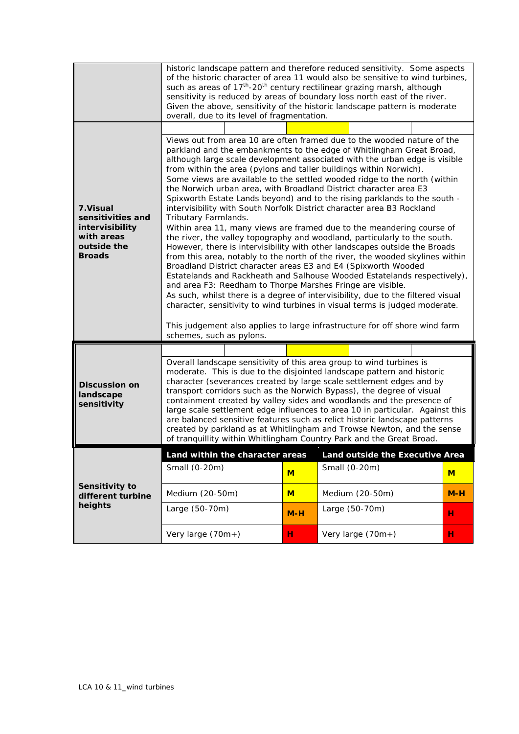| | |
|---|---|
| | historic landscape pattern and therefore reduced sensitivity. Some aspects of the historic character of area 11 would also be sensitive to wind turbines, such as areas of 17th-20th century rectilinear grazing marsh, although sensitivity is reduced by areas of boundary loss north east of the river. Given the above, sensitivity of the historic landscape pattern is moderate overall, due to its level of fragmentation. |
| **7.Visual sensitivities and intervisibility with areas outside the Broads** | Views out from area 10 are often framed due to the wooded nature of the parkland and the embankments to the edge of Whitlingham Great Broad, although large scale development associated with the urban edge is visible from within the area (pylons and taller buildings within Norwich). Some views are available to the settled wooded ridge to the north (within the Norwich urban area, with Broadland District character area E3 Spixworth Estate Lands beyond) and to the rising parklands to the south - intervisibility with South Norfolk District character area B3 Rockland Tributary Farmlands. Within area 11, many views are framed due to the meandering course of the river, the valley topography and woodland, particularly to the south. However, there is intervisibility with other landscapes outside the Broads from this area, notably to the north of the river, the wooded skylines within Broadland District character areas E3 and E4 (Spixworth Wooded Estatelands and Rackheath and Salhouse Wooded Estatelands respectively), and area F3: Reedham to Thorpe Marshes Fringe are visible. As such, whilst there is a degree of intervisibility, due to the filtered visual character, sensitivity to wind turbines in visual terms is judged moderate.<br><br>This judgement also applies to large infrastructure for off shore wind farm schemes, such as pylons. |
| **Discussion on landscape sensitivity** | Overall landscape sensitivity of this area group to wind turbines is moderate. This is due to the disjointed landscape pattern and historic character (severances created by large scale settlement edges and by transport corridors such as the Norwich Bypass), the degree of visual containment created by valley sides and woodlands and the presence of large scale settlement edge influences to area 10 in particular. Against this are balanced sensitive features such as relict historic landscape patterns created by parkland as at Whitlingham and Trowse Newton, and the sense of tranquillity within Whitlingham Country Park and the Great Broad. |

| | **Land within the character areas** | | **Land outside the Executive Area** | |
|---|---|---|---|---|
| **Sensitivity to different turbine heights** | Small (0-20m) | **M** | Small (0-20m) | **M** |
| | Medium (20-50m) | **M** | Medium (20-50m) | **M-H** |
| | Large (50-70m) | **M-H** | Large (50-70m) | **H** |
| | Very large (70m+) | **H** | Very large (70m+) | **H** |

LCA 10 & 11_wind turbines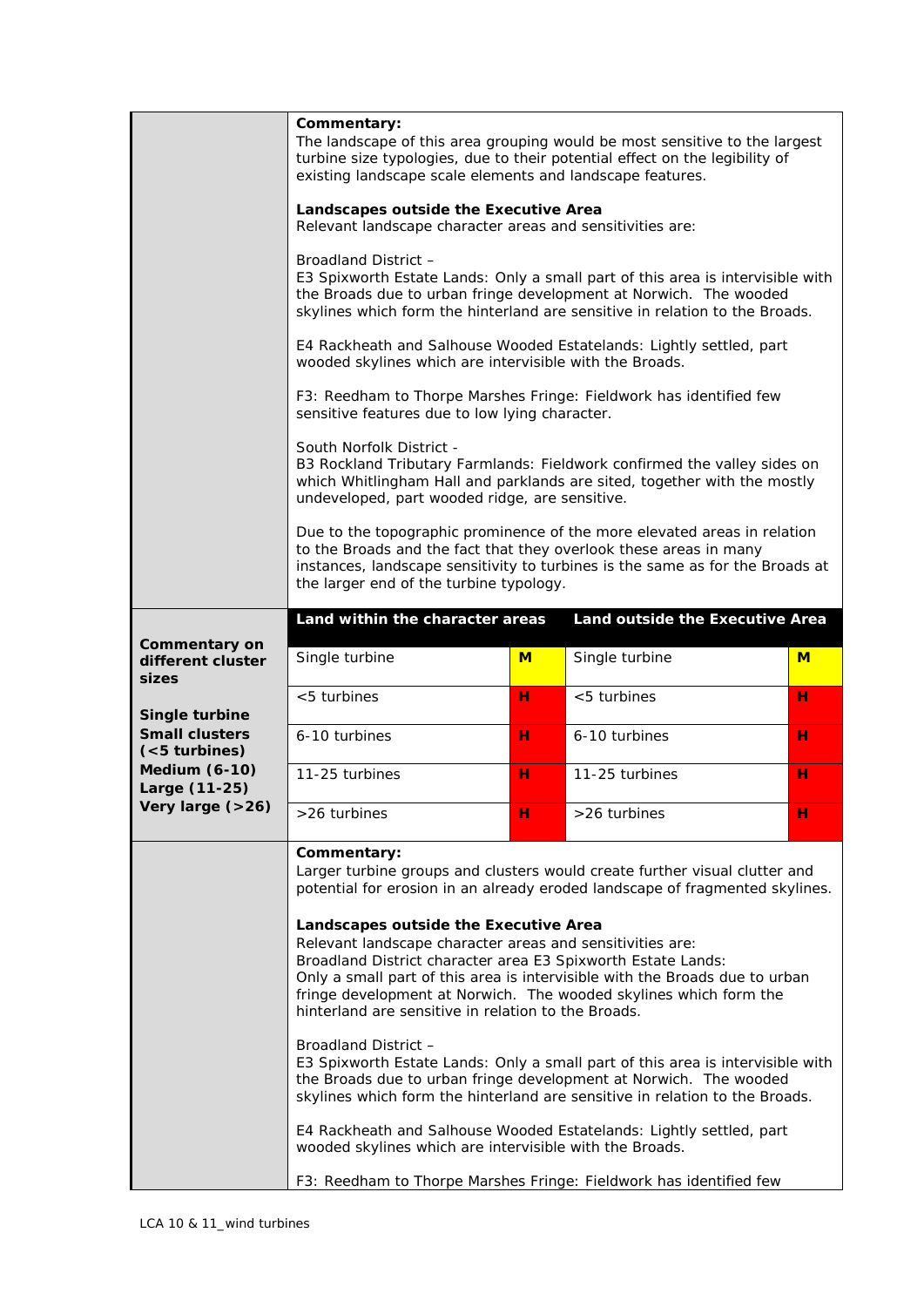**Commentary:**
The landscape of this area grouping would be most sensitive to the largest turbine size typologies, due to their potential effect on the legibility of existing landscape scale elements and landscape features.

**Landscapes outside the Executive Area**
Relevant landscape character areas and sensitivities are:

Broadland District –
E3 Spixworth Estate Lands: Only a small part of this area is intervisible with the Broads due to urban fringe development at Norwich. The wooded skylines which form the hinterland are sensitive in relation to the Broads.

E4 Rackheath and Salhouse Wooded Estatelands: Lightly settled, part wooded skylines which are intervisible with the Broads.

F3: Reedham to Thorpe Marshes Fringe: Fieldwork has identified few sensitive features due to low lying character.

South Norfolk District -
B3 Rockland Tributary Farmlands: Fieldwork confirmed the valley sides on which Whitlingham Hall and parklands are sited, together with the mostly undeveloped, part wooded ridge, are sensitive.

Due to the topographic prominence of the more elevated areas in relation to the Broads and the fact that they overlook these areas in many instances, landscape sensitivity to turbines is the same as for the Broads at the larger end of the turbine typology.

| **Commentary on different cluster sizes** | **Land within the character areas** | | **Land outside the Executive Area** | |
|---|---|---|---|---|
| **Single turbine** | Single turbine | **M** | Single turbine | **M** |
| **Small clusters (<5 turbines)** | <5 turbines | **H** | <5 turbines | **H** |
| **Medium (6-10)** | 6-10 turbines | **H** | 6-10 turbines | **H** |
| **Large (11-25)** | 11-25 turbines | **H** | 11-25 turbines | **H** |
| **Very large (>26)** | >26 turbines | **H** | >26 turbines | **H** |

**Commentary:**
Larger turbine groups and clusters would create further visual clutter and potential for erosion in an already eroded landscape of fragmented skylines.

**Landscapes outside the Executive Area**
Relevant landscape character areas and sensitivities are:
Broadland District character area E3 Spixworth Estate Lands:
Only a small part of this area is intervisible with the Broads due to urban fringe development at Norwich. The wooded skylines which form the hinterland are sensitive in relation to the Broads.

Broadland District –
E3 Spixworth Estate Lands: Only a small part of this area is intervisible with the Broads due to urban fringe development at Norwich. The wooded skylines which form the hinterland are sensitive in relation to the Broads.

E4 Rackheath and Salhouse Wooded Estatelands: Lightly settled, part wooded skylines which are intervisible with the Broads.

F3: Reedham to Thorpe Marshes Fringe: Fieldwork has identified few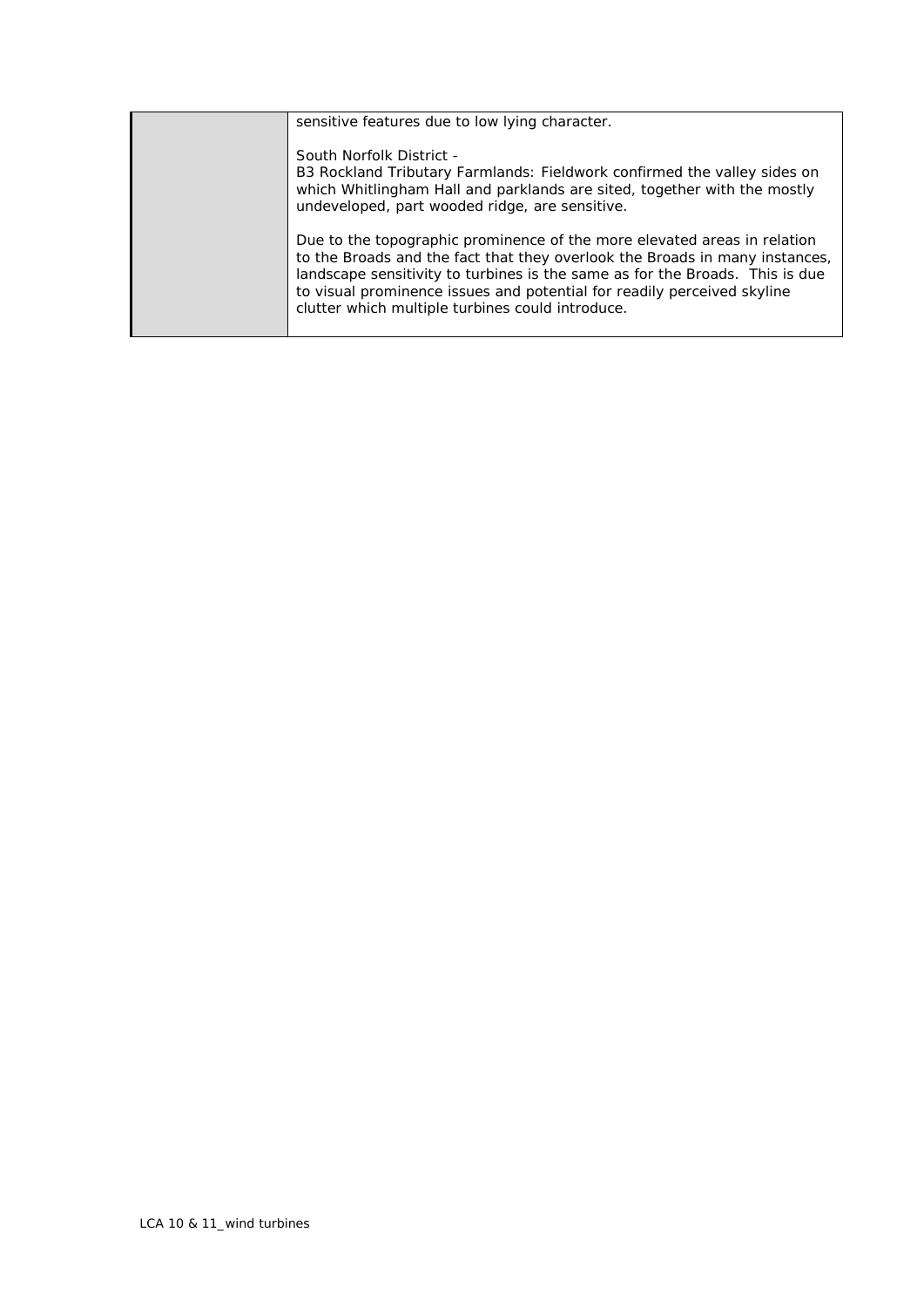| | |
|---|---|
| | sensitive features due to low lying character.<br><br>South Norfolk District -<br>B3 Rockland Tributary Farmlands: Fieldwork confirmed the valley sides on which Whitlingham Hall and parklands are sited, together with the mostly undeveloped, part wooded ridge, are sensitive.<br><br>Due to the topographic prominence of the more elevated areas in relation to the Broads and the fact that they overlook the Broads in many instances, landscape sensitivity to turbines is the same as for the Broads. This is due to visual prominence issues and potential for readily perceived skyline clutter which multiple turbines could introduce. |